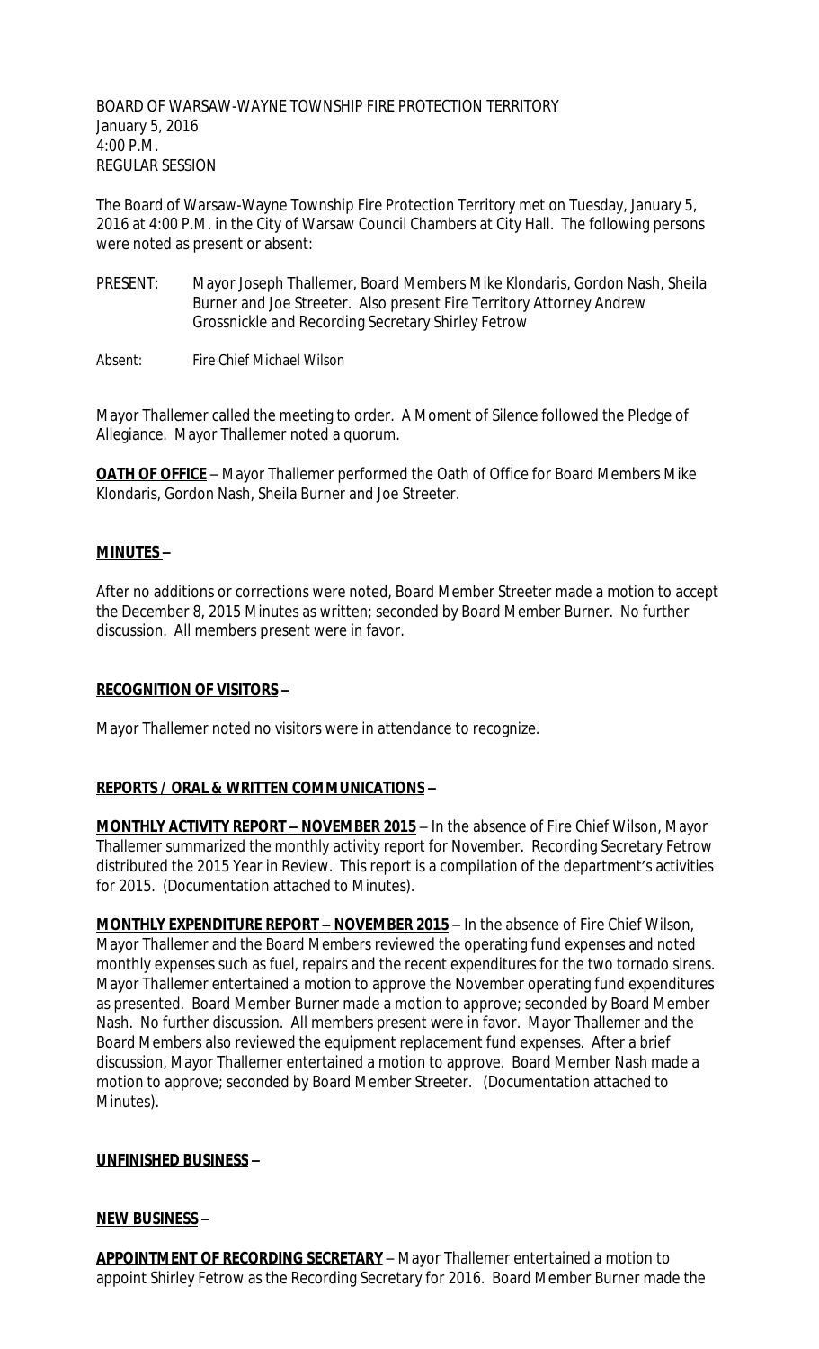BOARD OF WARSAW-WAYNE TOWNSHIP FIRE PROTECTION TERRITORY
January 5, 2016
4:00 P.M.
REGULAR SESSION

The Board of Warsaw-Wayne Township Fire Protection Territory met on Tuesday, January 5, 2016 at 4:00 P.M. in the City of Warsaw Council Chambers at City Hall. The following persons were noted as present or absent:

PRESENT: Mayor Joseph Thallemer, Board Members Mike Klondaris, Gordon Nash, Sheila Burner and Joe Streeter. Also present Fire Territory Attorney Andrew Grossnickle and Recording Secretary Shirley Fetrow

Absent: Fire Chief Michael Wilson

Mayor Thallemer called the meeting to order. A Moment of Silence followed the Pledge of Allegiance. Mayor Thallemer noted a quorum.

**OATH OF OFFICE** – Mayor Thallemer performed the Oath of Office for Board Members Mike Klondaris, Gordon Nash, Sheila Burner and Joe Streeter.

**MINUTES –**

After no additions or corrections were noted, Board Member Streeter made a motion to accept the December 8, 2015 Minutes as written; seconded by Board Member Burner. No further discussion. All members present were in favor.

**RECOGNITION OF VISITORS –**

Mayor Thallemer noted no visitors were in attendance to recognize.

**REPORTS / ORAL & WRITTEN COMMUNICATIONS –**

**MONTHLY ACTIVITY REPORT – NOVEMBER 2015** – In the absence of Fire Chief Wilson, Mayor Thallemer summarized the monthly activity report for November. Recording Secretary Fetrow distributed the 2015 Year in Review. This report is a compilation of the department's activities for 2015. (Documentation attached to Minutes).

**MONTHLY EXPENDITURE REPORT – NOVEMBER 2015** – In the absence of Fire Chief Wilson, Mayor Thallemer and the Board Members reviewed the operating fund expenses and noted monthly expenses such as fuel, repairs and the recent expenditures for the two tornado sirens. Mayor Thallemer entertained a motion to approve the November operating fund expenditures as presented. Board Member Burner made a motion to approve; seconded by Board Member Nash. No further discussion. All members present were in favor. Mayor Thallemer and the Board Members also reviewed the equipment replacement fund expenses. After a brief discussion, Mayor Thallemer entertained a motion to approve. Board Member Nash made a motion to approve; seconded by Board Member Streeter. (Documentation attached to Minutes).

**UNFINISHED BUSINESS –**

**NEW BUSINESS –**

**APPOINTMENT OF RECORDING SECRETARY** – Mayor Thallemer entertained a motion to appoint Shirley Fetrow as the Recording Secretary for 2016. Board Member Burner made the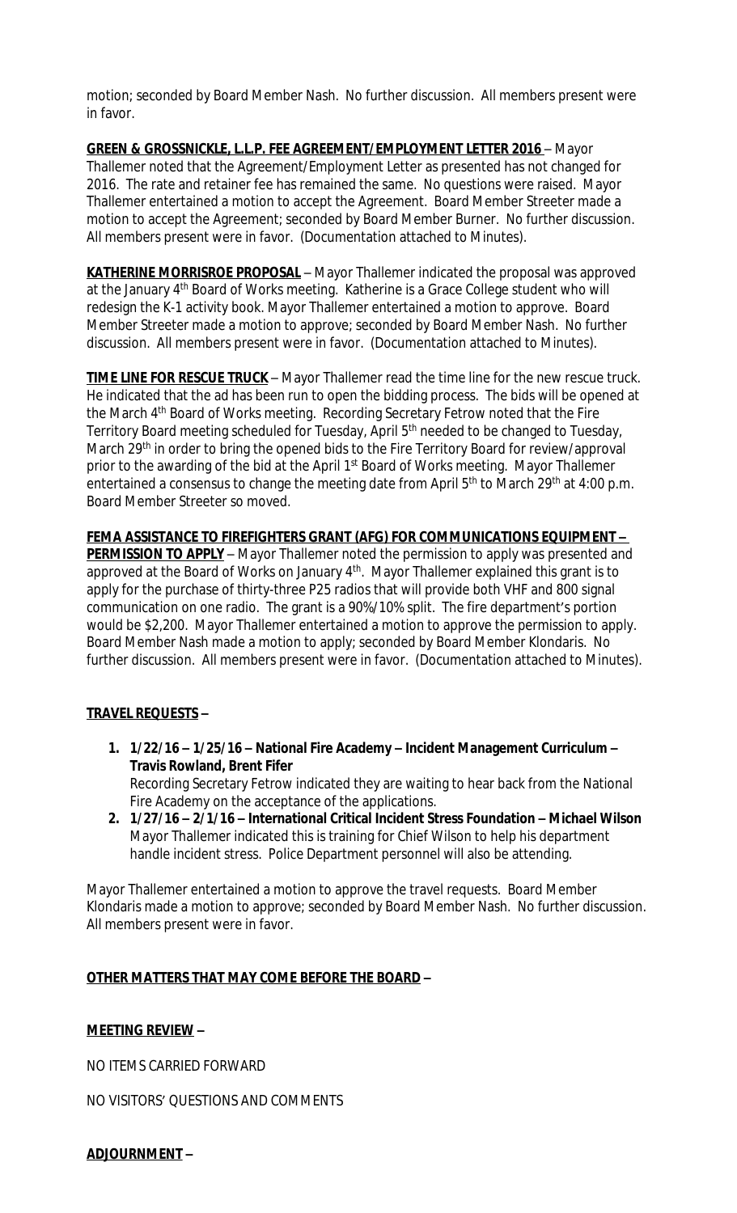motion; seconded by Board Member Nash. No further discussion. All members present were in favor.

**GREEN & GROSSNICKLE, L.L.P. FEE AGREEMENT/EMPLOYMENT LETTER 2016** – Mayor Thallemer noted that the Agreement/Employment Letter as presented has not changed for 2016. The rate and retainer fee has remained the same. No questions were raised. Mayor Thallemer entertained a motion to accept the Agreement. Board Member Streeter made a motion to accept the Agreement; seconded by Board Member Burner. No further discussion. All members present were in favor. (Documentation attached to Minutes).

**KATHERINE MORRISROE PROPOSAL** – Mayor Thallemer indicated the proposal was approved at the January 4th Board of Works meeting. Katherine is a Grace College student who will redesign the K-1 activity book. Mayor Thallemer entertained a motion to approve. Board Member Streeter made a motion to approve; seconded by Board Member Nash. No further discussion. All members present were in favor. (Documentation attached to Minutes).

**TIME LINE FOR RESCUE TRUCK** – Mayor Thallemer read the time line for the new rescue truck. He indicated that the ad has been run to open the bidding process. The bids will be opened at the March 4th Board of Works meeting. Recording Secretary Fetrow noted that the Fire Territory Board meeting scheduled for Tuesday, April 5th needed to be changed to Tuesday, March 29th in order to bring the opened bids to the Fire Territory Board for review/approval prior to the awarding of the bid at the April 1st Board of Works meeting. Mayor Thallemer entertained a consensus to change the meeting date from April 5th to March 29th at 4:00 p.m. Board Member Streeter so moved.

**FEMA ASSISTANCE TO FIREFIGHTERS GRANT (AFG) FOR COMMUNICATIONS EQUIPMENT – PERMISSION TO APPLY** – Mayor Thallemer noted the permission to apply was presented and approved at the Board of Works on January 4th. Mayor Thallemer explained this grant is to apply for the purchase of thirty-three P25 radios that will provide both VHF and 800 signal communication on one radio. The grant is a 90%/10% split. The fire department's portion would be $2,200. Mayor Thallemer entertained a motion to approve the permission to apply. Board Member Nash made a motion to apply; seconded by Board Member Klondaris. No further discussion. All members present were in favor. (Documentation attached to Minutes).

**TRAVEL REQUESTS –**

1. **1/22/16 – 1/25/16 – National Fire Academy – Incident Management Curriculum – Travis Rowland, Brent Fifer**
   Recording Secretary Fetrow indicated they are waiting to hear back from the National Fire Academy on the acceptance of the applications.
2. **1/27/16 – 2/1/16 – International Critical Incident Stress Foundation – Michael Wilson**
   Mayor Thallemer indicated this is training for Chief Wilson to help his department handle incident stress. Police Department personnel will also be attending.

Mayor Thallemer entertained a motion to approve the travel requests. Board Member Klondaris made a motion to approve; seconded by Board Member Nash. No further discussion. All members present were in favor.

**OTHER MATTERS THAT MAY COME BEFORE THE BOARD –**

**MEETING REVIEW –**

NO ITEMS CARRIED FORWARD

NO VISITORS' QUESTIONS AND COMMENTS

**ADJOURNMENT –**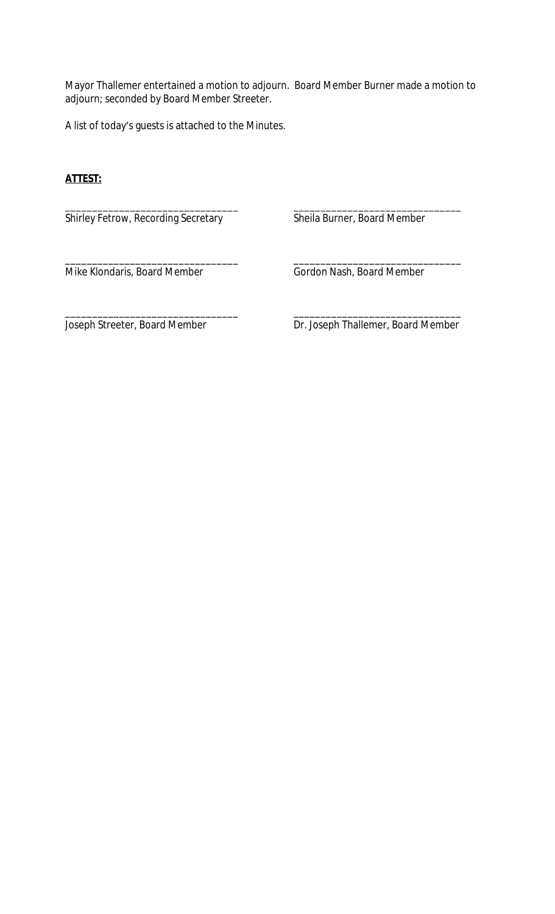Mayor Thallemer entertained a motion to adjourn. Board Member Burner made a motion to adjourn; seconded by Board Member Streeter.

A list of today's guests is attached to the Minutes.

**ATTEST:**

| | |
|---|---|
| _______________________________ | _______________________________ |
| Shirley Fetrow, Recording Secretary | Sheila Burner, Board Member |
| _______________________________ | _______________________________ |
| Mike Klondaris, Board Member | Gordon Nash, Board Member |
| _______________________________ | _______________________________ |
| Joseph Streeter, Board Member | Dr. Joseph Thallemer, Board Member |